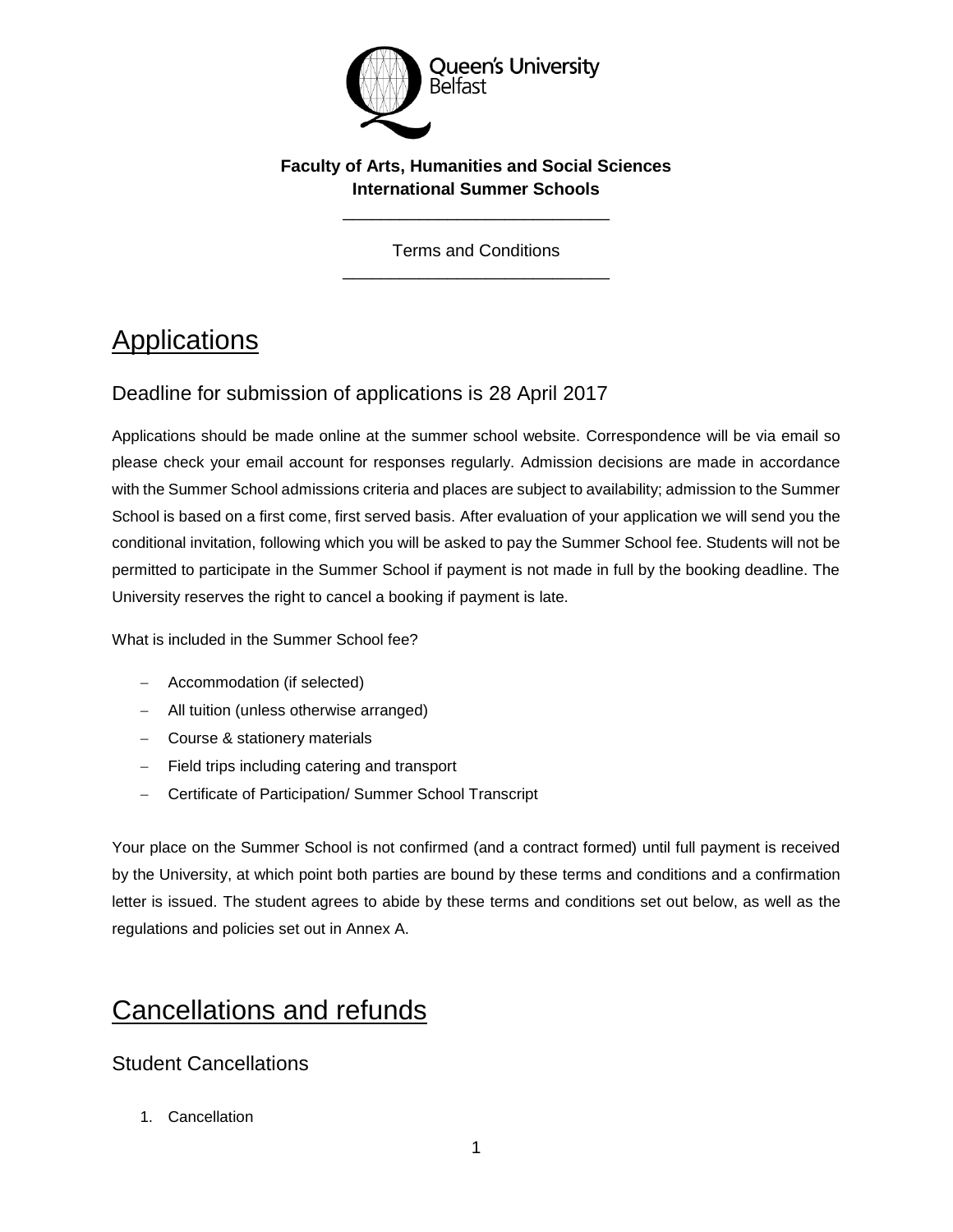**Faculty of Arts, Humanities and Social Sciences**
**International Summer Schools**

Terms and Conditions

# Applications

## Deadline for submission of applications is 28 April 2017

Applications should be made online at the summer school website. Correspondence will be via email so please check your email account for responses regularly. Admission decisions are made in accordance with the Summer School admissions criteria and places are subject to availability; admission to the Summer School is based on a first come, first served basis. After evaluation of your application we will send you the conditional invitation, following which you will be asked to pay the Summer School fee. Students will not be permitted to participate in the Summer School if payment is not made in full by the booking deadline. The University reserves the right to cancel a booking if payment is late.

What is included in the Summer School fee?

- Accommodation (if selected)
- All tuition (unless otherwise arranged)
- Course & stationery materials
- Field trips including catering and transport
- Certificate of Participation/ Summer School Transcript

Your place on the Summer School is not confirmed (and a contract formed) until full payment is received by the University, at which point both parties are bound by these terms and conditions and a confirmation letter is issued. The student agrees to abide by these terms and conditions set out below, as well as the regulations and policies set out in Annex A.

# Cancellations and refunds

## Student Cancellations

1. Cancellation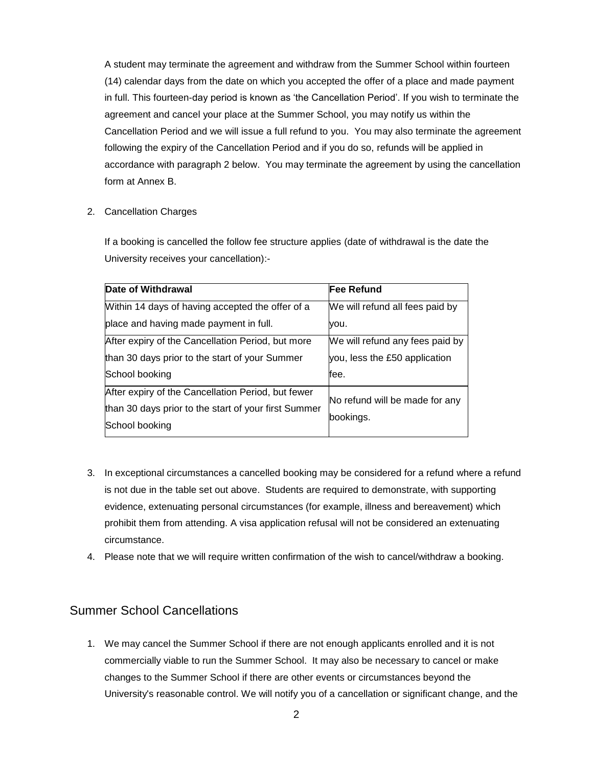A student may terminate the agreement and withdraw from the Summer School within fourteen (14) calendar days from the date on which you accepted the offer of a place and made payment in full. This fourteen-day period is known as 'the Cancellation Period'. If you wish to terminate the agreement and cancel your place at the Summer School, you may notify us within the Cancellation Period and we will issue a full refund to you. You may also terminate the agreement following the expiry of the Cancellation Period and if you do so, refunds will be applied in accordance with paragraph 2 below. You may terminate the agreement by using the cancellation form at Annex B.

2. Cancellation Charges

   If a booking is cancelled the follow fee structure applies (date of withdrawal is the date the University receives your cancellation):-

| **Date of Withdrawal** | **Fee Refund** |
|---|---|
| Within 14 days of having accepted the offer of a place and having made payment in full. | We will refund all fees paid by you. |
| After expiry of the Cancellation Period, but more than 30 days prior to the start of your Summer School booking | We will refund any fees paid by you, less the £50 application fee. |
| After expiry of the Cancellation Period, but fewer than 30 days prior to the start of your first Summer School booking | No refund will be made for any bookings. |

3. In exceptional circumstances a cancelled booking may be considered for a refund where a refund is not due in the table set out above. Students are required to demonstrate, with supporting evidence, extenuating personal circumstances (for example, illness and bereavement) which prohibit them from attending. A visa application refusal will not be considered an extenuating circumstance.
4. Please note that we will require written confirmation of the wish to cancel/withdraw a booking.

## Summer School Cancellations

1. We may cancel the Summer School if there are not enough applicants enrolled and it is not commercially viable to run the Summer School. It may also be necessary to cancel or make changes to the Summer School if there are other events or circumstances beyond the University's reasonable control. We will notify you of a cancellation or significant change, and the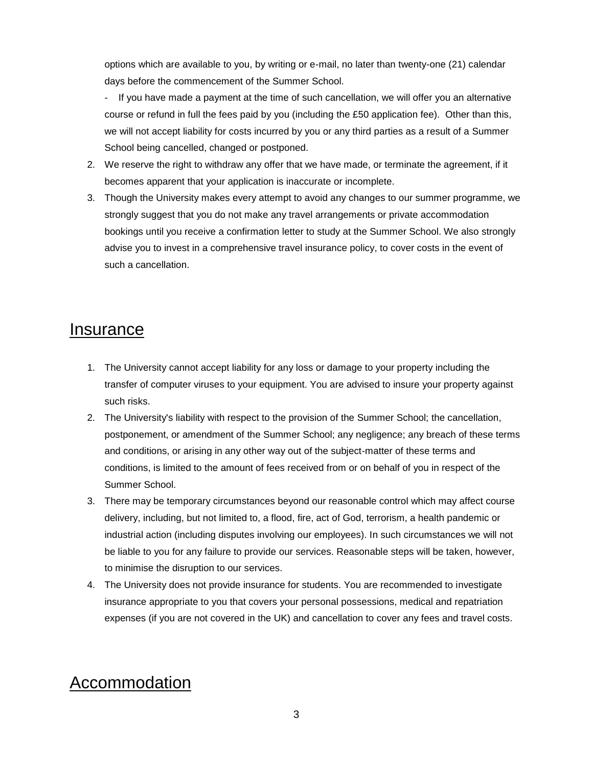options which are available to you, by writing or e-mail, no later than twenty-one (21) calendar days before the commencement of the Summer School.

- If you have made a payment at the time of such cancellation, we will offer you an alternative course or refund in full the fees paid by you (including the £50 application fee). Other than this, we will not accept liability for costs incurred by you or any third parties as a result of a Summer School being cancelled, changed or postponed.

2. We reserve the right to withdraw any offer that we have made, or terminate the agreement, if it becomes apparent that your application is inaccurate or incomplete.
3. Though the University makes every attempt to avoid any changes to our summer programme, we strongly suggest that you do not make any travel arrangements or private accommodation bookings until you receive a confirmation letter to study at the Summer School. We also strongly advise you to invest in a comprehensive travel insurance policy, to cover costs in the event of such a cancellation.

## Insurance

1. The University cannot accept liability for any loss or damage to your property including the transfer of computer viruses to your equipment. You are advised to insure your property against such risks.
2. The University's liability with respect to the provision of the Summer School; the cancellation, postponement, or amendment of the Summer School; any negligence; any breach of these terms and conditions, or arising in any other way out of the subject-matter of these terms and conditions, is limited to the amount of fees received from or on behalf of you in respect of the Summer School.
3. There may be temporary circumstances beyond our reasonable control which may affect course delivery, including, but not limited to, a flood, fire, act of God, terrorism, a health pandemic or industrial action (including disputes involving our employees). In such circumstances we will not be liable to you for any failure to provide our services. Reasonable steps will be taken, however, to minimise the disruption to our services.
4. The University does not provide insurance for students. You are recommended to investigate insurance appropriate to you that covers your personal possessions, medical and repatriation expenses (if you are not covered in the UK) and cancellation to cover any fees and travel costs.

## Accommodation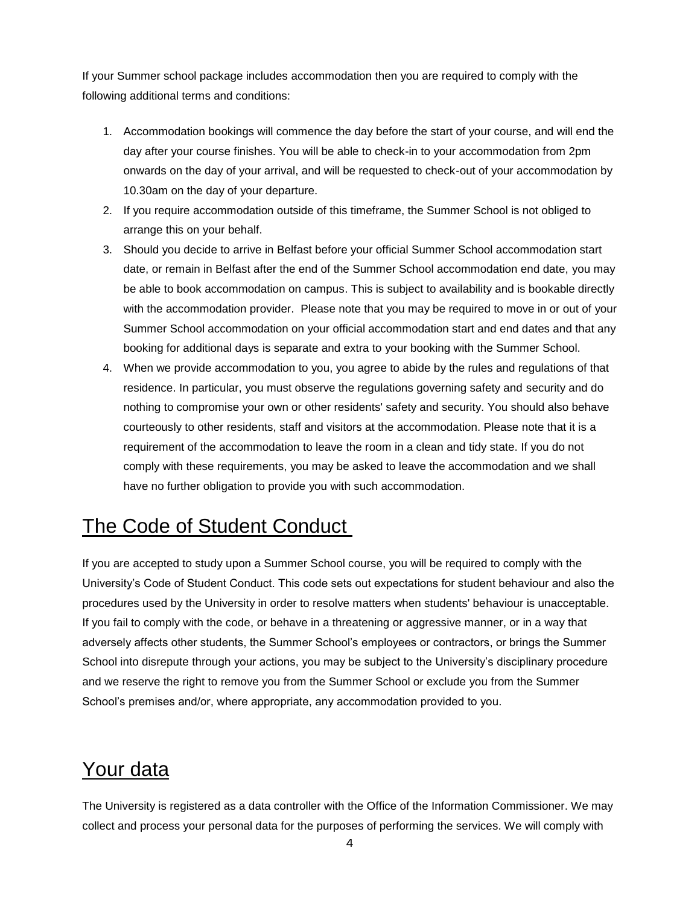If your Summer school package includes accommodation then you are required to comply with the following additional terms and conditions:

1. Accommodation bookings will commence the day before the start of your course, and will end the day after your course finishes. You will be able to check-in to your accommodation from 2pm onwards on the day of your arrival, and will be requested to check-out of your accommodation by 10.30am on the day of your departure.
2. If you require accommodation outside of this timeframe, the Summer School is not obliged to arrange this on your behalf.
3. Should you decide to arrive in Belfast before your official Summer School accommodation start date, or remain in Belfast after the end of the Summer School accommodation end date, you may be able to book accommodation on campus. This is subject to availability and is bookable directly with the accommodation provider. Please note that you may be required to move in or out of your Summer School accommodation on your official accommodation start and end dates and that any booking for additional days is separate and extra to your booking with the Summer School.
4. When we provide accommodation to you, you agree to abide by the rules and regulations of that residence. In particular, you must observe the regulations governing safety and security and do nothing to compromise your own or other residents' safety and security. You should also behave courteously to other residents, staff and visitors at the accommodation. Please note that it is a requirement of the accommodation to leave the room in a clean and tidy state. If you do not comply with these requirements, you may be asked to leave the accommodation and we shall have no further obligation to provide you with such accommodation.

## The Code of Student Conduct

If you are accepted to study upon a Summer School course, you will be required to comply with the University's Code of Student Conduct. This code sets out expectations for student behaviour and also the procedures used by the University in order to resolve matters when students' behaviour is unacceptable. If you fail to comply with the code, or behave in a threatening or aggressive manner, or in a way that adversely affects other students, the Summer School's employees or contractors, or brings the Summer School into disrepute through your actions, you may be subject to the University's disciplinary procedure and we reserve the right to remove you from the Summer School or exclude you from the Summer School's premises and/or, where appropriate, any accommodation provided to you.

## Your data

The University is registered as a data controller with the Office of the Information Commissioner. We may collect and process your personal data for the purposes of performing the services. We will comply with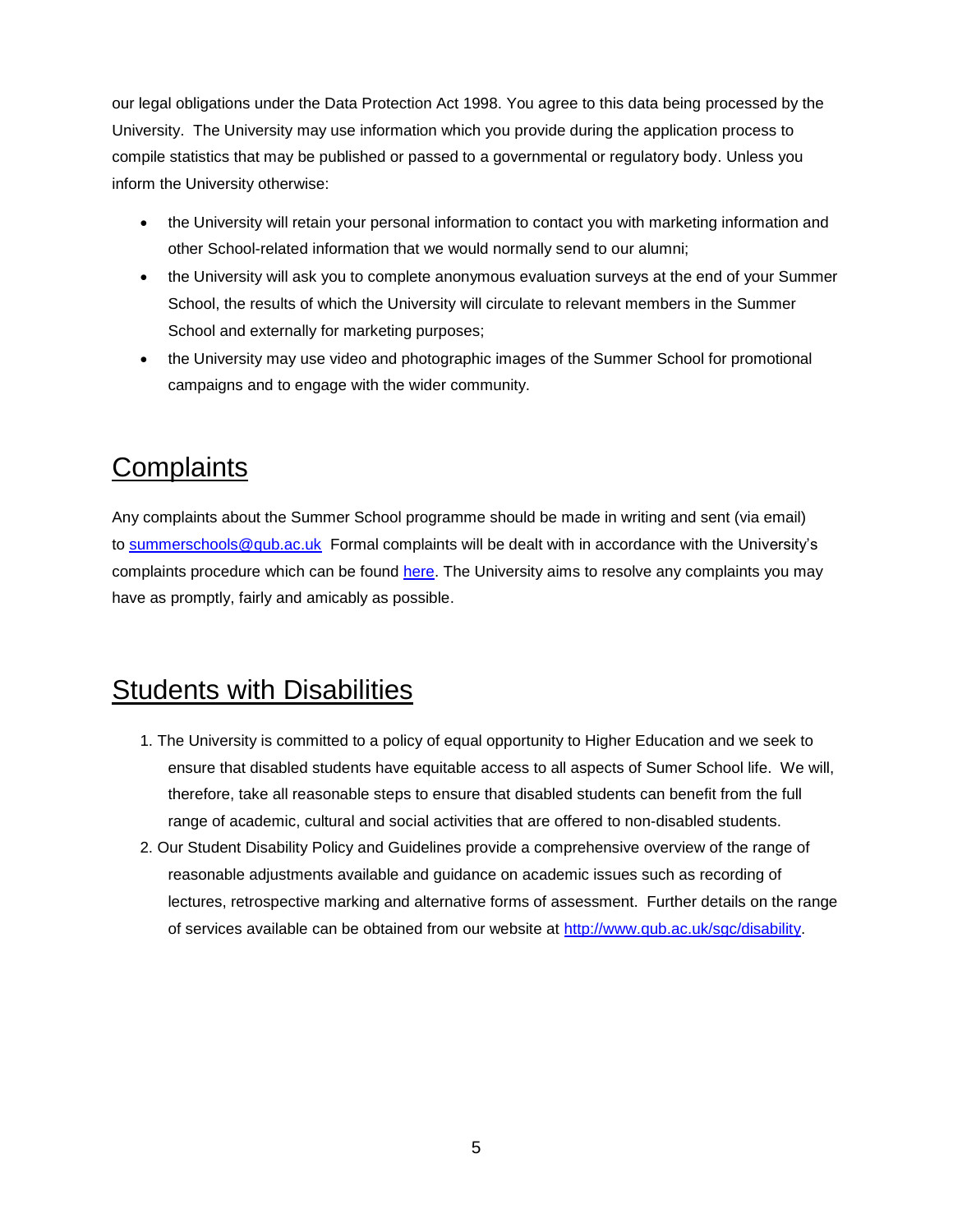our legal obligations under the Data Protection Act 1998. You agree to this data being processed by the University. The University may use information which you provide during the application process to compile statistics that may be published or passed to a governmental or regulatory body. Unless you inform the University otherwise:

- the University will retain your personal information to contact you with marketing information and other School-related information that we would normally send to our alumni;
- the University will ask you to complete anonymous evaluation surveys at the end of your Summer School, the results of which the University will circulate to relevant members in the Summer School and externally for marketing purposes;
- the University may use video and photographic images of the Summer School for promotional campaigns and to engage with the wider community.

## Complaints

Any complaints about the Summer School programme should be made in writing and sent (via email) to [summerschools@qub.ac.uk](mailto:summerschools@qub.ac.uk) Formal complaints will be dealt with in accordance with the University's complaints procedure which can be found here. The University aims to resolve any complaints you may have as promptly, fairly and amicably as possible.

## Students with Disabilities

1. The University is committed to a policy of equal opportunity to Higher Education and we seek to ensure that disabled students have equitable access to all aspects of Sumer School life. We will, therefore, take all reasonable steps to ensure that disabled students can benefit from the full range of academic, cultural and social activities that are offered to non-disabled students.
2. Our Student Disability Policy and Guidelines provide a comprehensive overview of the range of reasonable adjustments available and guidance on academic issues such as recording of lectures, retrospective marking and alternative forms of assessment. Further details on the range of services available can be obtained from our website at [http://www.qub.ac.uk/sgc/disability](http://www.qub.ac.uk/sgc/disability).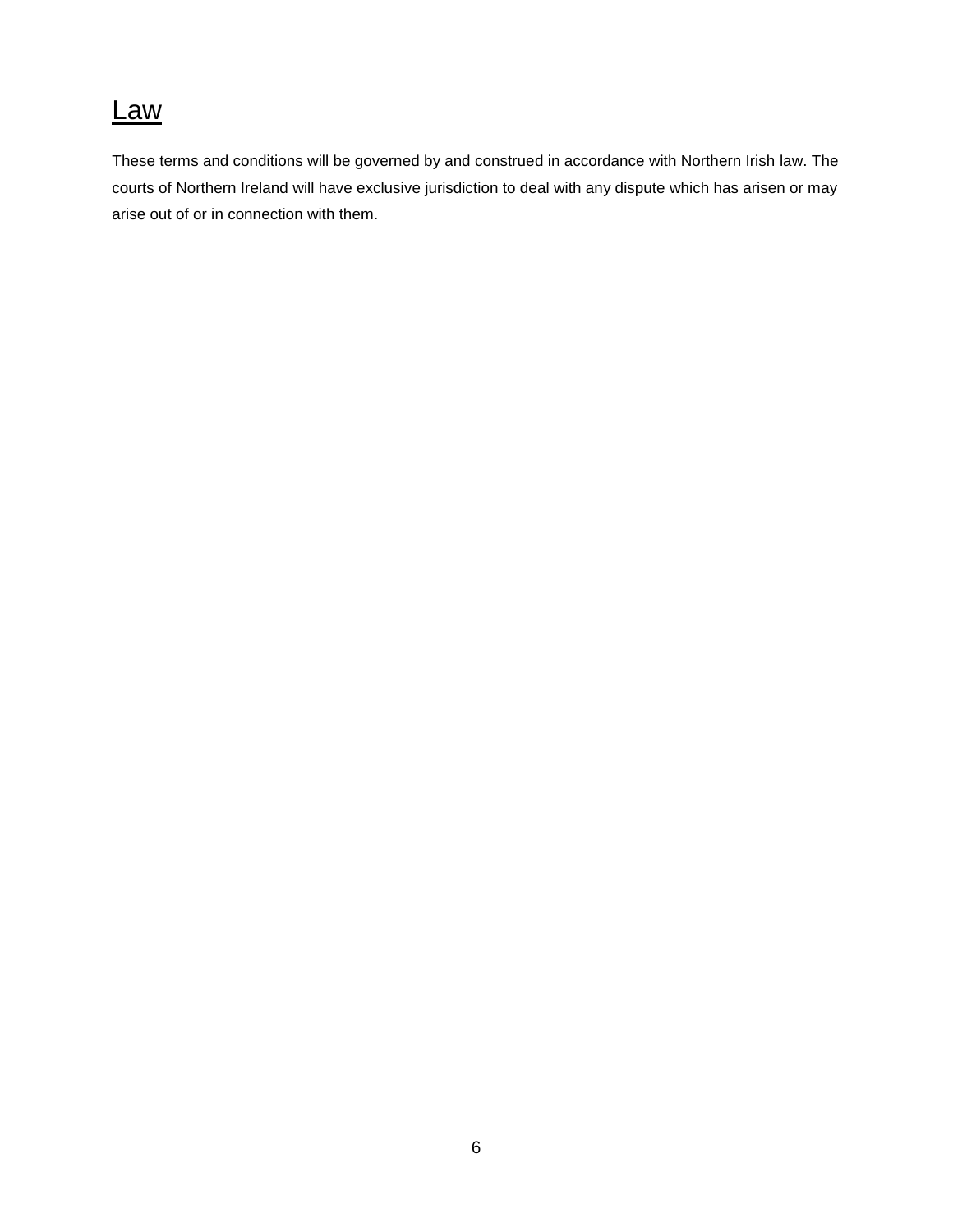## Law

These terms and conditions will be governed by and construed in accordance with Northern Irish law. The courts of Northern Ireland will have exclusive jurisdiction to deal with any dispute which has arisen or may arise out of or in connection with them.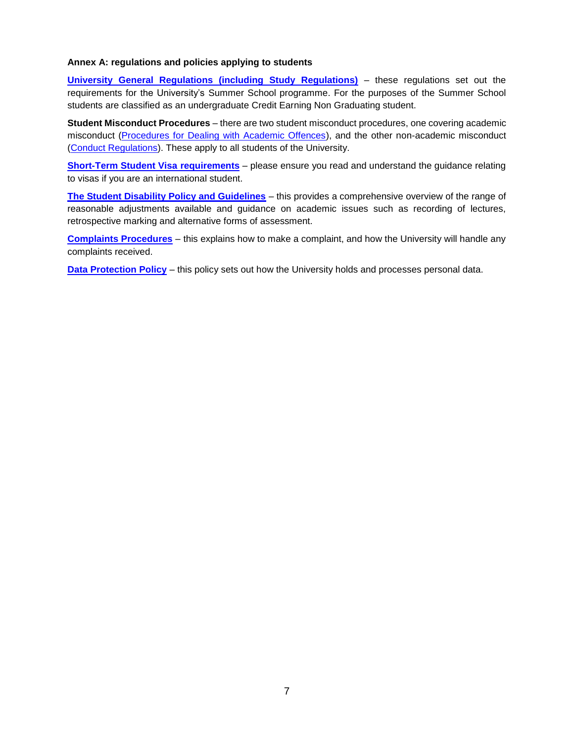**Annex A: regulations and policies applying to students**

**University General Regulations (including Study Regulations)** – these regulations set out the requirements for the University's Summer School programme. For the purposes of the Summer School students are classified as an undergraduate Credit Earning Non Graduating student.

**Student Misconduct Procedures** – there are two student misconduct procedures, one covering academic misconduct (Procedures for Dealing with Academic Offences), and the other non-academic misconduct (Conduct Regulations). These apply to all students of the University.

**Short-Term Student Visa requirements** – please ensure you read and understand the guidance relating to visas if you are an international student.

**The Student Disability Policy and Guidelines** – this provides a comprehensive overview of the range of reasonable adjustments available and guidance on academic issues such as recording of lectures, retrospective marking and alternative forms of assessment.

**Complaints Procedures** – this explains how to make a complaint, and how the University will handle any complaints received.

**Data Protection Policy** – this policy sets out how the University holds and processes personal data.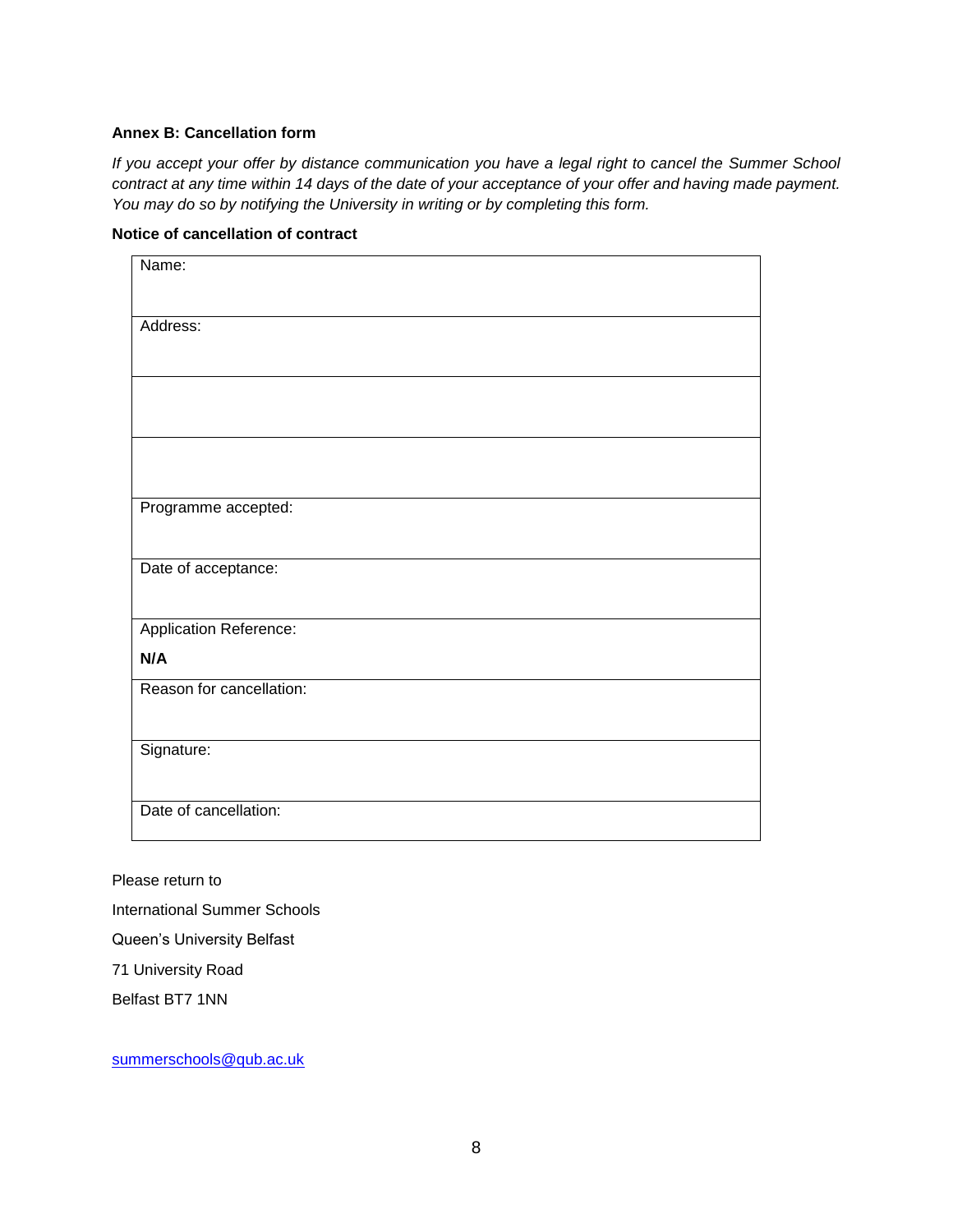**Annex B: Cancellation form**

*If you accept your offer by distance communication you have a legal right to cancel the Summer School contract at any time within 14 days of the date of your acceptance of your offer and having made payment. You may do so by notifying the University in writing or by completing this form.*

**Notice of cancellation of contract**

| |
|---|
| Name: |
| Address: |
| |
| |
| Programme accepted: |
| Date of acceptance: |
| Application Reference: **N/A** |
| Reason for cancellation: |
| Signature: |
| Date of cancellation: |

Please return to

International Summer Schools

Queen's University Belfast

71 University Road

Belfast BT7 1NN

summerschools@qub.ac.uk